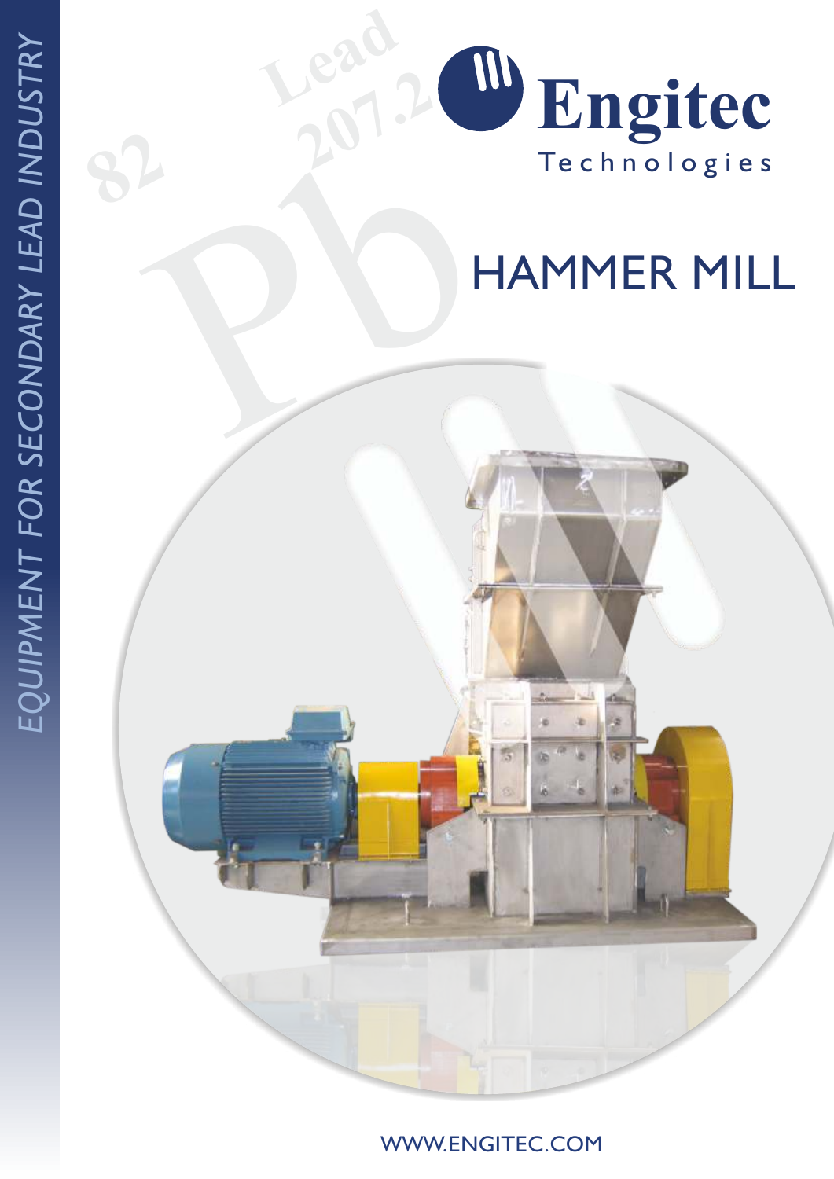EQUIPMENT FOR SECONDARY LEAD INDUSTRY

Engitec Technologies

# HAMMER MILL

WWW.ENGITEC.COM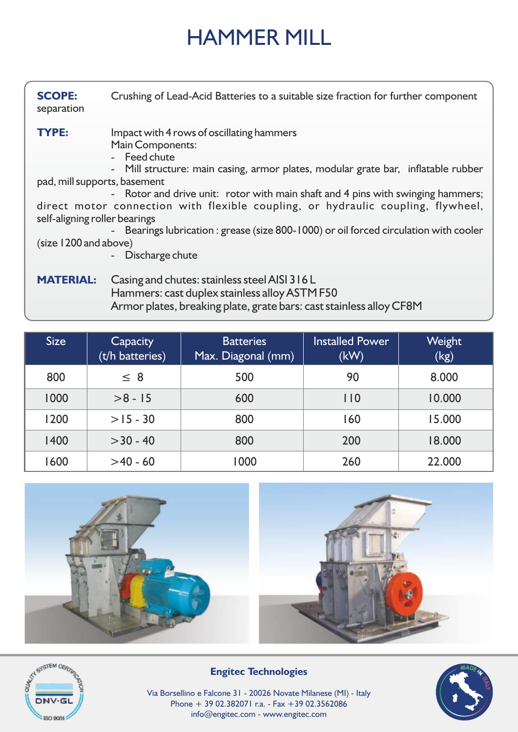# HAMMER MILL

**SCOPE:** Crushing of Lead-Acid Batteries to a suitable size fraction for further component separation

**TYPE:** Impact with 4 rows of oscillating hammers

Main Components:

- Feed chute
- Mill structure: main casing, armor plates, modular grate bar, inflatable rubber pad, mill supports, basement
- Rotor and drive unit: rotor with main shaft and 4 pins with swinging hammers; direct motor connection with flexible coupling, or hydraulic coupling, flywheel, self-aligning roller bearings
- Bearings lubrication : grease (size 800-1000) or oil forced circulation with cooler (size 1200 and above)
- Discharge chute

**MATERIAL:** Casing and chutes: stainless steel AISI 316 L
Hammers: cast duplex stainless alloy ASTM F50
Armor plates, breaking plate, grate bars: cast stainless alloy CF8M

| Size | Capacity (t/h batteries) | Batteries Max. Diagonal (mm) | Installed Power (kW) | Weight (kg) |
|---|---|---|---|---|
| 800 | ≤ 8 | 500 | 90 | 8.000 |
| 1000 | >8 - 15 | 600 | 110 | 10.000 |
| 1200 | >15 - 30 | 800 | 160 | 15.000 |
| 1400 | >30 - 40 | 800 | 200 | 18.000 |
| 1600 | >40 - 60 | 1000 | 260 | 22.000 |

**Engitec Technologies**

Via Borsellino e Falcone 31 - 20026 Novate Milanese (MI) - Italy
Phone + 39 02.382071 r.a. - Fax +39 02.3562086
info@engitec.com - www.engitec.com